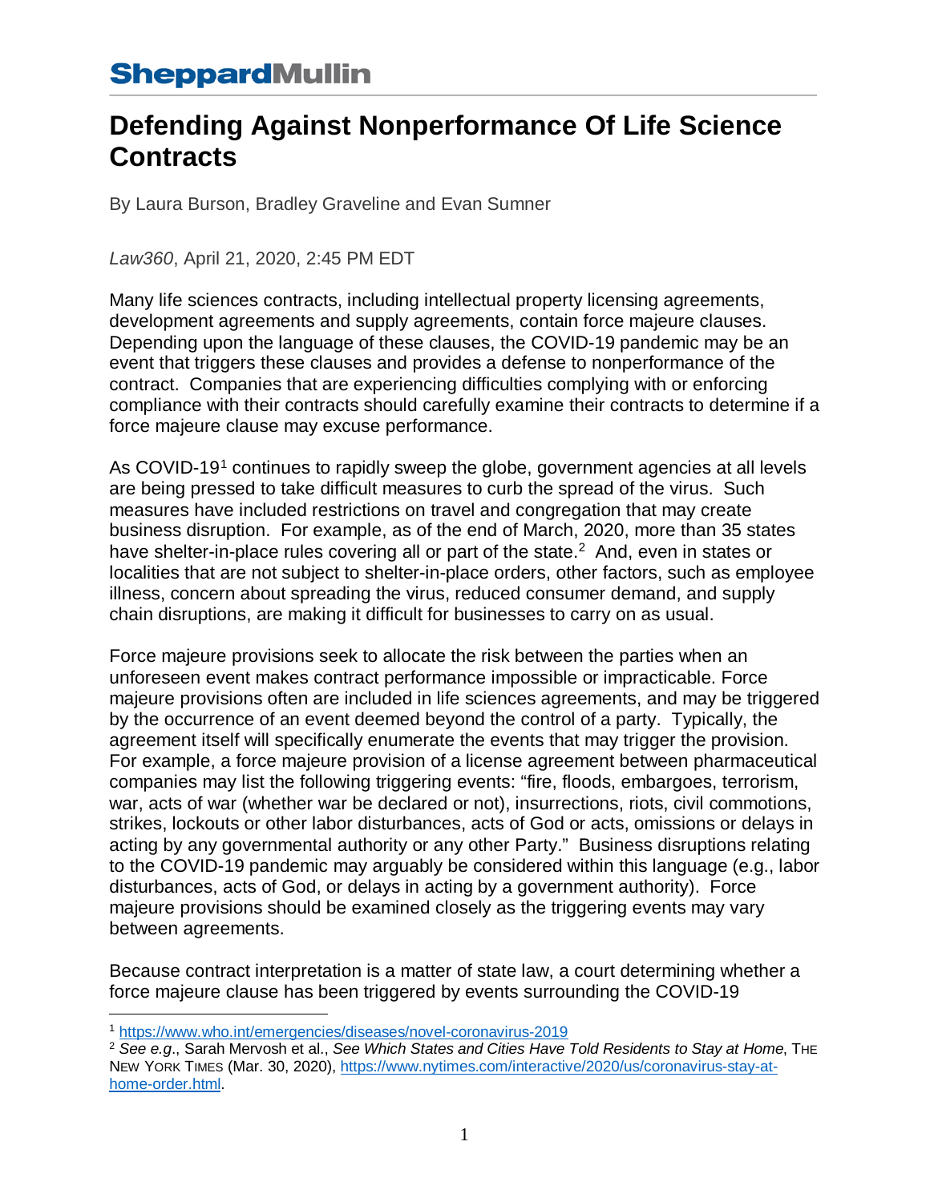SheppardMullin

# Defending Against Nonperformance Of Life Science Contracts

By Laura Burson, Bradley Graveline and Evan Sumner

*Law360*, April 21, 2020, 2:45 PM EDT

Many life sciences contracts, including intellectual property licensing agreements, development agreements and supply agreements, contain force majeure clauses. Depending upon the language of these clauses, the COVID-19 pandemic may be an event that triggers these clauses and provides a defense to nonperformance of the contract. Companies that are experiencing difficulties complying with or enforcing compliance with their contracts should carefully examine their contracts to determine if a force majeure clause may excuse performance.

As COVID-19[1] continues to rapidly sweep the globe, government agencies at all levels are being pressed to take difficult measures to curb the spread of the virus. Such measures have included restrictions on travel and congregation that may create business disruption. For example, as of the end of March, 2020, more than 35 states have shelter-in-place rules covering all or part of the state.[2] And, even in states or localities that are not subject to shelter-in-place orders, other factors, such as employee illness, concern about spreading the virus, reduced consumer demand, and supply chain disruptions, are making it difficult for businesses to carry on as usual.

Force majeure provisions seek to allocate the risk between the parties when an unforeseen event makes contract performance impossible or impracticable. Force majeure provisions often are included in life sciences agreements, and may be triggered by the occurrence of an event deemed beyond the control of a party. Typically, the agreement itself will specifically enumerate the events that may trigger the provision. For example, a force majeure provision of a license agreement between pharmaceutical companies may list the following triggering events: "fire, floods, embargoes, terrorism, war, acts of war (whether war be declared or not), insurrections, riots, civil commotions, strikes, lockouts or other labor disturbances, acts of God or acts, omissions or delays in acting by any governmental authority or any other Party." Business disruptions relating to the COVID-19 pandemic may arguably be considered within this language (e.g., labor disturbances, acts of God, or delays in acting by a government authority). Force majeure provisions should be examined closely as the triggering events may vary between agreements.

Because contract interpretation is a matter of state law, a court determining whether a force majeure clause has been triggered by events surrounding the COVID-19

---

[1] https://www.who.int/emergencies/diseases/novel-coronavirus-2019

[2] *See e.g.*, Sarah Mervosh et al., *See Which States and Cities Have Told Residents to Stay at Home*, THE NEW YORK TIMES (Mar. 30, 2020), https://www.nytimes.com/interactive/2020/us/coronavirus-stay-at-home-order.html.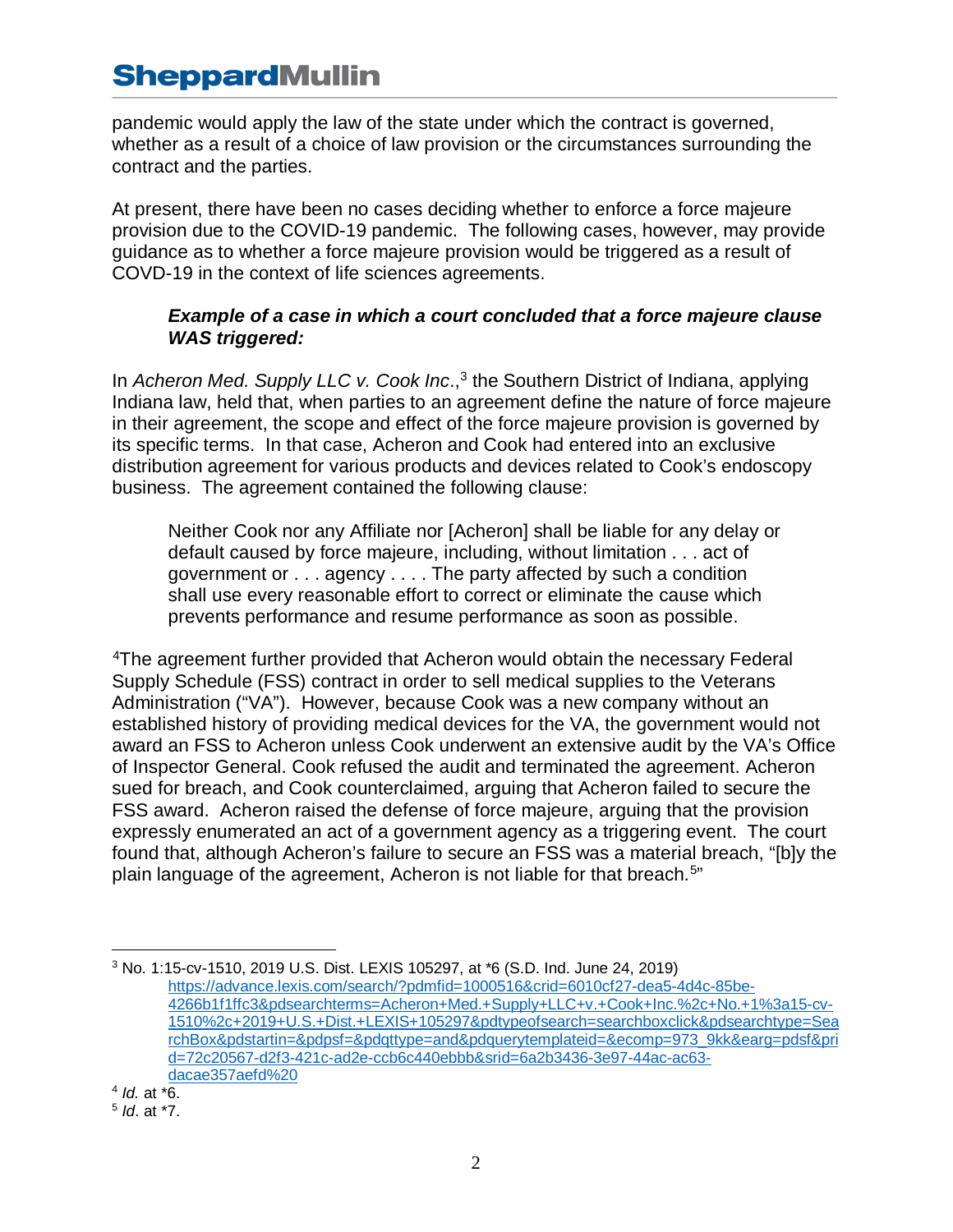pandemic would apply the law of the state under which the contract is governed, whether as a result of a choice of law provision or the circumstances surrounding the contract and the parties.

At present, there have been no cases deciding whether to enforce a force majeure provision due to the COVID-19 pandemic. The following cases, however, may provide guidance as to whether a force majeure provision would be triggered as a result of COVD-19 in the context of life sciences agreements.

> ***Example of a case in which a court concluded that a force majeure clause WAS triggered:***

In *Acheron Med. Supply LLC v. Cook Inc*.,[3] the Southern District of Indiana, applying Indiana law, held that, when parties to an agreement define the nature of force majeure in their agreement, the scope and effect of the force majeure provision is governed by its specific terms. In that case, Acheron and Cook had entered into an exclusive distribution agreement for various products and devices related to Cook's endoscopy business. The agreement contained the following clause:

> Neither Cook nor any Affiliate nor [Acheron] shall be liable for any delay or default caused by force majeure, including, without limitation . . . act of government or . . . agency . . . . The party affected by such a condition shall use every reasonable effort to correct or eliminate the cause which prevents performance and resume performance as soon as possible.

[4]The agreement further provided that Acheron would obtain the necessary Federal Supply Schedule (FSS) contract in order to sell medical supplies to the Veterans Administration ("VA"). However, because Cook was a new company without an established history of providing medical devices for the VA, the government would not award an FSS to Acheron unless Cook underwent an extensive audit by the VA's Office of Inspector General. Cook refused the audit and terminated the agreement. Acheron sued for breach, and Cook counterclaimed, arguing that Acheron failed to secure the FSS award. Acheron raised the defense of force majeure, arguing that the provision expressly enumerated an act of a government agency as a triggering event. The court found that, although Acheron's failure to secure a FSS was a material breach, "[b]y the plain language of the agreement, Acheron is not liable for that breach.[5]"

---

[3] No. 1:15-cv-1510, 2019 U.S. Dist. LEXIS 105297, at *6 (S.D. Ind. June 24, 2019) https://advance.lexis.com/search/?pdmfid=1000516&crid=6010cf27-dea5-4d4c-85be-4266b1f1ffc3&pdsearchterms=Acheron+Med.+Supply+LLC+v.+Cook+Inc.%2c+No.+1%3a15-cv-1510%2c+2019+U.S.+Dist.+LEXIS+105297&pdtypeofsearch=searchboxclick&pdsearchtype=SearchBox&pdstartin=&pdpsf=&pdqttype=and&pdquerytemplateid=&ecomp=973_9kk&earg=pdsf&prid=72c20567-d2f3-421c-ad2e-ccb6c440ebbb&srid=6a2b3436-3e97-44ac-ac63-dacae357aefd%20

[4] *Id.* at *6.

[5] *Id*. at *7.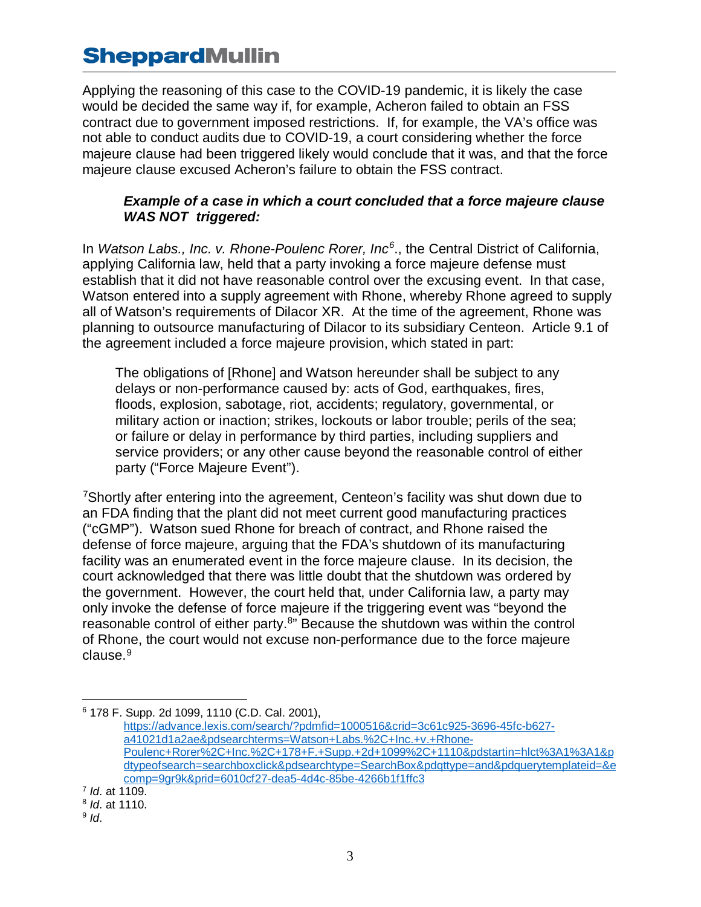Applying the reasoning of this case to the COVID-19 pandemic, it is likely the case would be decided the same way if, for example, Acheron failed to obtain an FSS contract due to government imposed restrictions. If, for example, the VA's office was not able to conduct audits due to COVID-19, a court considering whether the force majeure clause had been triggered likely would conclude that it was, and that the force majeure clause excused Acheron's failure to obtain the FSS contract.

***Example of a case in which a court concluded that a force majeure clause WAS NOT triggered:***

In *Watson Labs., Inc. v. Rhone-Poulenc Rorer, Inc*[6]., the Central District of California, applying California law, held that a party invoking a force majeure defense must establish that it did not have reasonable control over the excusing event. In that case, Watson entered into a supply agreement with Rhone, whereby Rhone agreed to supply all of Watson's requirements of Dilacor XR. At the time of the agreement, Rhone was planning to outsource manufacturing of Dilacor to its subsidiary Centeon. Article 9.1 of the agreement included a force majeure provision, which stated in part:

> The obligations of [Rhone] and Watson hereunder shall be subject to any delays or non-performance caused by: acts of God, earthquakes, fires, floods, explosion, sabotage, riot, accidents; regulatory, governmental, or military action or inaction; strikes, lockouts or labor trouble; perils of the sea; or failure or delay in performance by third parties, including suppliers and service providers; or any other cause beyond the reasonable control of either party ("Force Majeure Event").

[7]Shortly after entering into the agreement, Centeon's facility was shut down due to an FDA finding that the plant did not meet current good manufacturing practices ("cGMP"). Watson sued Rhone for breach of contract, and Rhone raised the defense of force majeure, arguing that the FDA's shutdown of its manufacturing facility was an enumerated event in the force majeure clause. In its decision, the court acknowledged that there was little doubt that the shutdown was ordered by the government. However, the court held that, under California law, a party may only invoke the defense of force majeure if the triggering event was "beyond the reasonable control of either party.[8]" Because the shutdown was within the control of Rhone, the court would not excuse non-performance due to the force majeure clause.[9]

---

[6] 178 F. Supp. 2d 1099, 1110 (C.D. Cal. 2001), https://advance.lexis.com/search/?pdmfid=1000516&crid=3c61c925-3696-45fc-b627-a41021d1a2ae&pdsearchterms=Watson+Labs.%2C+Inc.+v.+Rhone-Poulenc+Rorer%2C+Inc.%2C+178+F.+Supp.+2d+1099%2C+1110&pdstartin=hlct%3A1%3A1&pdtypeofsearch=searchboxclick&pdsearchtype=SearchBox&pdqttype=and&pdquerytemplateid=&ecomp=9gr9k&prid=6010cf27-dea5-4d4c-85be-4266b1f1ffc3

[7] *Id*. at 1109.

[8] *Id*. at 1110.

[9] *Id*.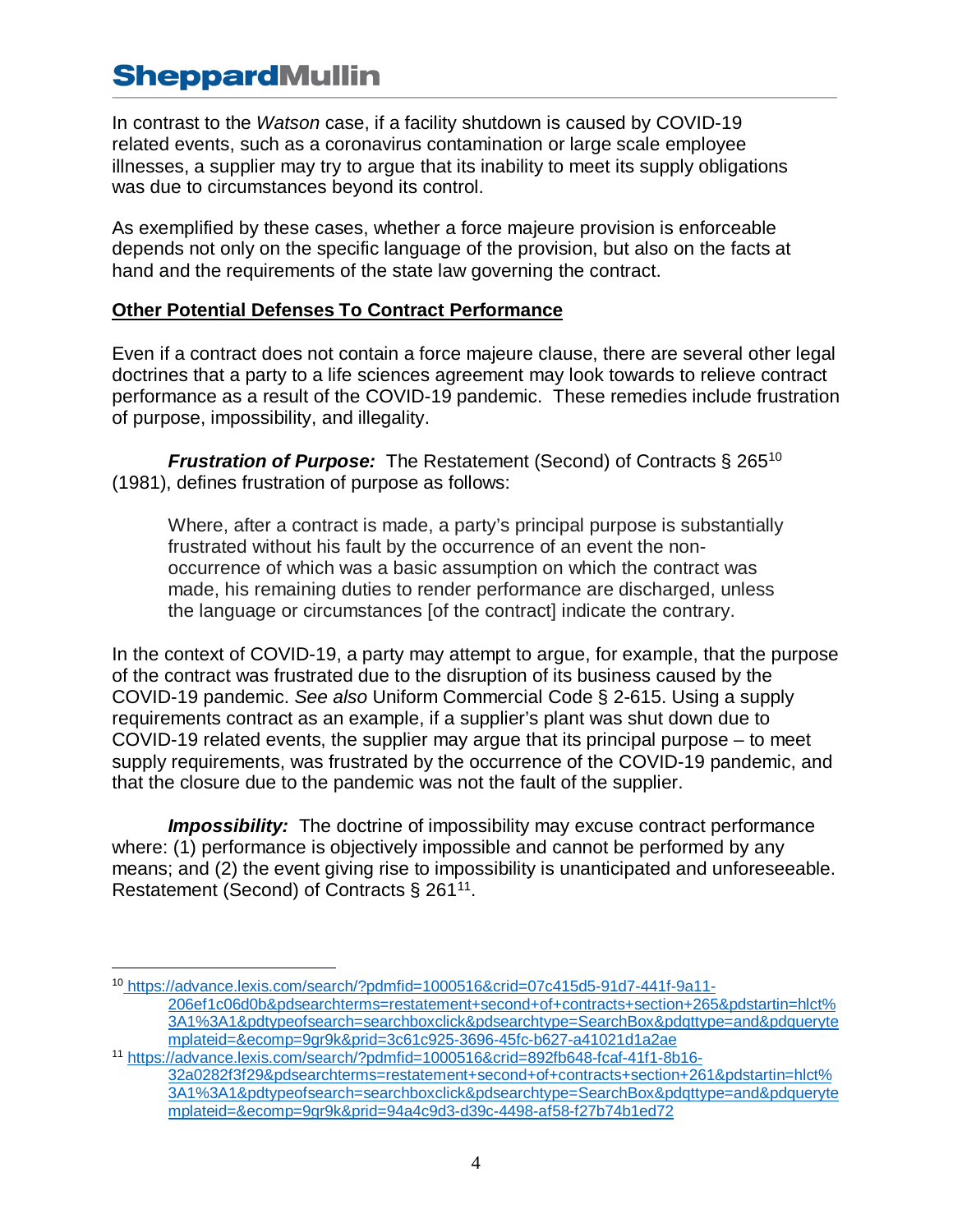In contrast to the *Watson* case, if a facility shutdown is caused by COVID-19 related events, such as a coronavirus contamination or large scale employee illnesses, a supplier may try to argue that its inability to meet its supply obligations was due to circumstances beyond its control.

As exemplified by these cases, whether a force majeure provision is enforceable depends not only on the specific language of the provision, but also on the facts at hand and the requirements of the state law governing the contract.

**Other Potential Defenses To Contract Performance**

Even if a contract does not contain a force majeure clause, there are several other legal doctrines that a party to a life sciences agreement may look towards to relieve contract performance as a result of the COVID-19 pandemic. These remedies include frustration of purpose, impossibility, and illegality.

***Frustration of Purpose:*** The Restatement (Second) of Contracts § 265[10] (1981), defines frustration of purpose as follows:

> Where, after a contract is made, a party's principal purpose is substantially frustrated without his fault by the occurrence of an event the non-occurrence of which was a basic assumption on which the contract was made, his remaining duties to render performance are discharged, unless the language or circumstances [of the contract] indicate the contrary.

In the context of COVID-19, a party may attempt to argue, for example, that the purpose of the contract was frustrated due to the disruption of its business caused by the COVID-19 pandemic. *See also* Uniform Commercial Code § 2-615. Using a supply requirements contract as an example, if a supplier's plant was shut down due to COVID-19 related events, the supplier may argue that its principal purpose – to meet supply requirements, was frustrated by the occurrence of the COVID-19 pandemic, and that the closure due to the pandemic was not the fault of the supplier.

***Impossibility:*** The doctrine of impossibility may excuse contract performance where: (1) performance is objectively impossible and cannot be performed by any means; and (2) the event giving rise to impossibility is unanticipated and unforeseeable. Restatement (Second) of Contracts § 261[11].

---

[10] https://advance.lexis.com/search/?pdmfid=1000516&crid=07c415d5-91d7-441f-9a11-206ef1c06d0b&pdsearchterms=restatement+second+of+contracts+section+265&pdstartin=hlct%3A1%3A1&pdtypeofsearch=searchboxclick&pdsearchtype=SearchBox&pdqttype=and&pdquerytemplateid=&ecomp=9gr9k&prid=3c61c925-3696-45fc-b627-a41021d1a2ae

[11] https://advance.lexis.com/search/?pdmfid=1000516&crid=892fb648-fcaf-41f1-8b16-32a0282f3f29&pdsearchterms=restatement+second+of+contracts+section+261&pdstartin=hlct%3A1%3A1&pdtypeofsearch=searchboxclick&pdsearchtype=SearchBox&pdqttype=and&pdquerytemplateid=&ecomp=9gr9k&prid=94a4c9d3-d39c-4498-af58-f27b74b1ed72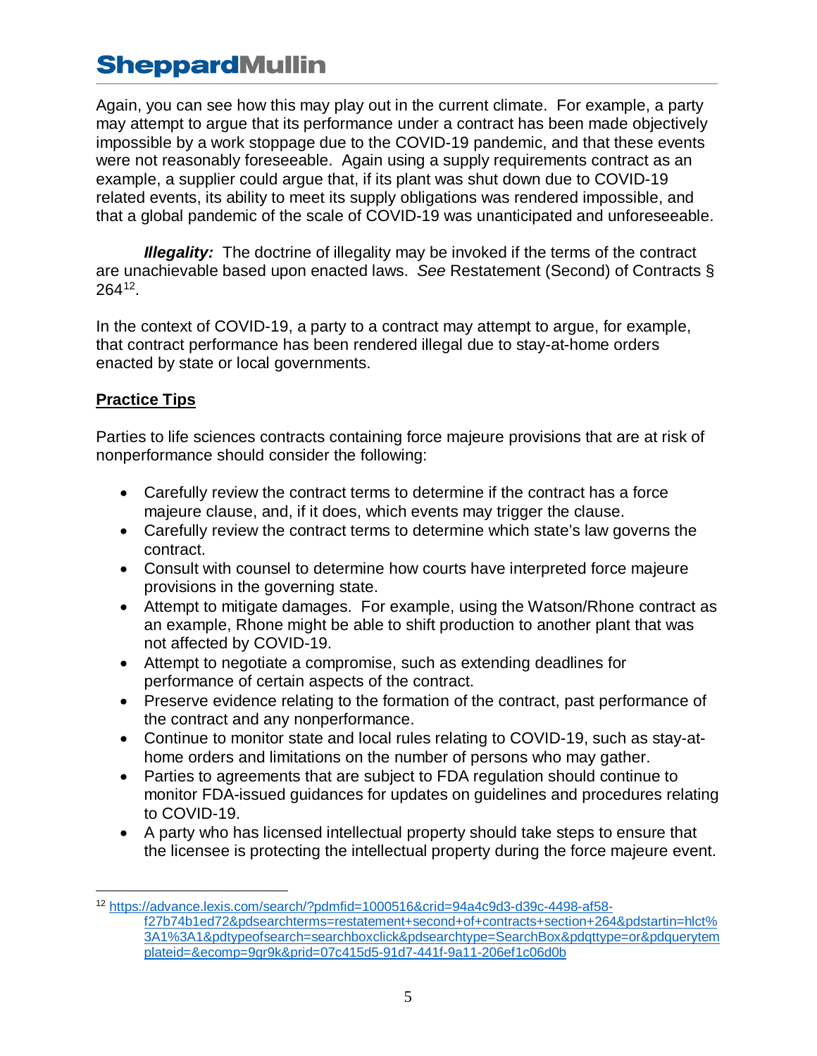Again, you can see how this may play out in the current climate. For example, a party may attempt to argue that its performance under a contract has been made objectively impossible by a work stoppage due to the COVID-19 pandemic, and that these events were not reasonably foreseeable. Again using a supply requirements contract as an example, a supplier could argue that, if its plant was shut down due to COVID-19 related events, its ability to meet its supply obligations was rendered impossible, and that a global pandemic of the scale of COVID-19 was unanticipated and unforeseeable.

***Illegality:*** The doctrine of illegality may be invoked if the terms of the contract are unachievable based upon enacted laws. *See* Restatement (Second) of Contracts § 264[12].

In the context of COVID-19, a party to a contract may attempt to argue, for example, that contract performance has been rendered illegal due to stay-at-home orders enacted by state or local governments.

**Practice Tips**

Parties to life sciences contracts containing force majeure provisions that are at risk of nonperformance should consider the following:

- Carefully review the contract terms to determine if the contract has a force majeure clause, and, if it does, which events may trigger the clause.
- Carefully review the contract terms to determine which state's law governs the contract.
- Consult with counsel to determine how courts have interpreted force majeure provisions in the governing state.
- Attempt to mitigate damages. For example, using the Watson/Rhone contract as an example, Rhone might be able to shift production to another plant that was not affected by COVID-19.
- Attempt to negotiate a compromise, such as extending deadlines for performance of certain aspects of the contract.
- Preserve evidence relating to the formation of the contract, past performance of the contract and any nonperformance.
- Continue to monitor state and local rules relating to COVID-19, such as stay-at-home orders and limitations on the number of persons who may gather.
- Parties to agreements that are subject to FDA regulation should continue to monitor FDA-issued guidances for updates on guidelines and procedures relating to COVID-19.
- A party who has licensed intellectual property should take steps to ensure that the licensee is protecting the intellectual property during the force majeure event.

---

[12] https://advance.lexis.com/search/?pdmfid=1000516&crid=94a4c9d3-d39c-4498-af58-f27b74b1ed72&pdsearchterms=restatement+second+of+contracts+section+264&pdstartin=hlct%3A1%3A1&pdtypeofsearch=searchboxclick&pdsearchtype=SearchBox&pdqttype=or&pdquerytemplateid=&ecomp=9gr9k&prid=07c415d5-91d7-441f-9a11-206ef1c06d0b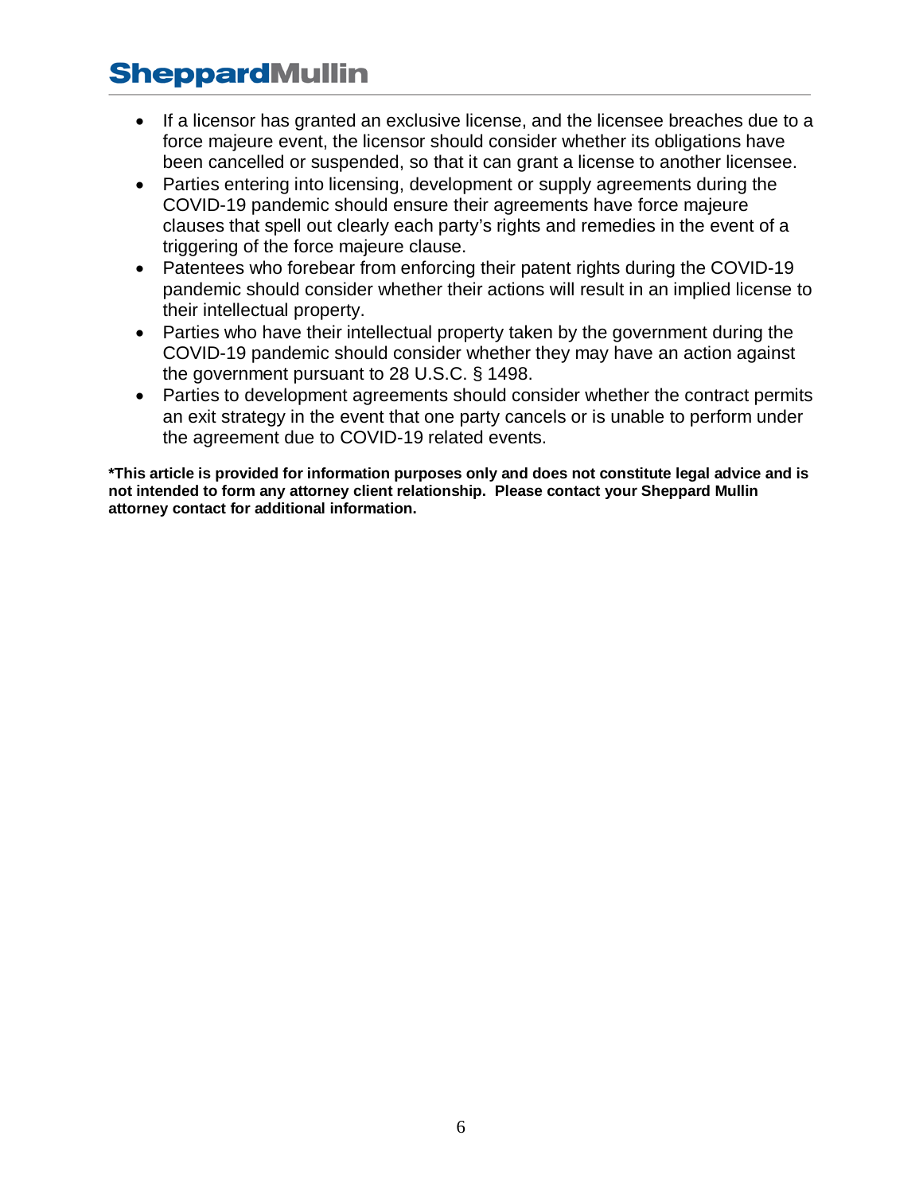- If a licensor has granted an exclusive license, and the licensee breaches due to a force majeure event, the licensor should consider whether its obligations have been cancelled or suspended, so that it can grant a license to another licensee.
- Parties entering into licensing, development or supply agreements during the COVID-19 pandemic should ensure their agreements have force majeure clauses that spell out clearly each party's rights and remedies in the event of a triggering of the force majeure clause.
- Patentees who forebear from enforcing their patent rights during the COVID-19 pandemic should consider whether their actions will result in an implied license to their intellectual property.
- Parties who have their intellectual property taken by the government during the COVID-19 pandemic should consider whether they may have an action against the government pursuant to 28 U.S.C. § 1498.
- Parties to development agreements should consider whether the contract permits an exit strategy in the event that one party cancels or is unable to perform under the agreement due to COVID-19 related events.

**\*This article is provided for information purposes only and does not constitute legal advice and is not intended to form any attorney client relationship. Please contact your Sheppard Mullin attorney contact for additional information.**